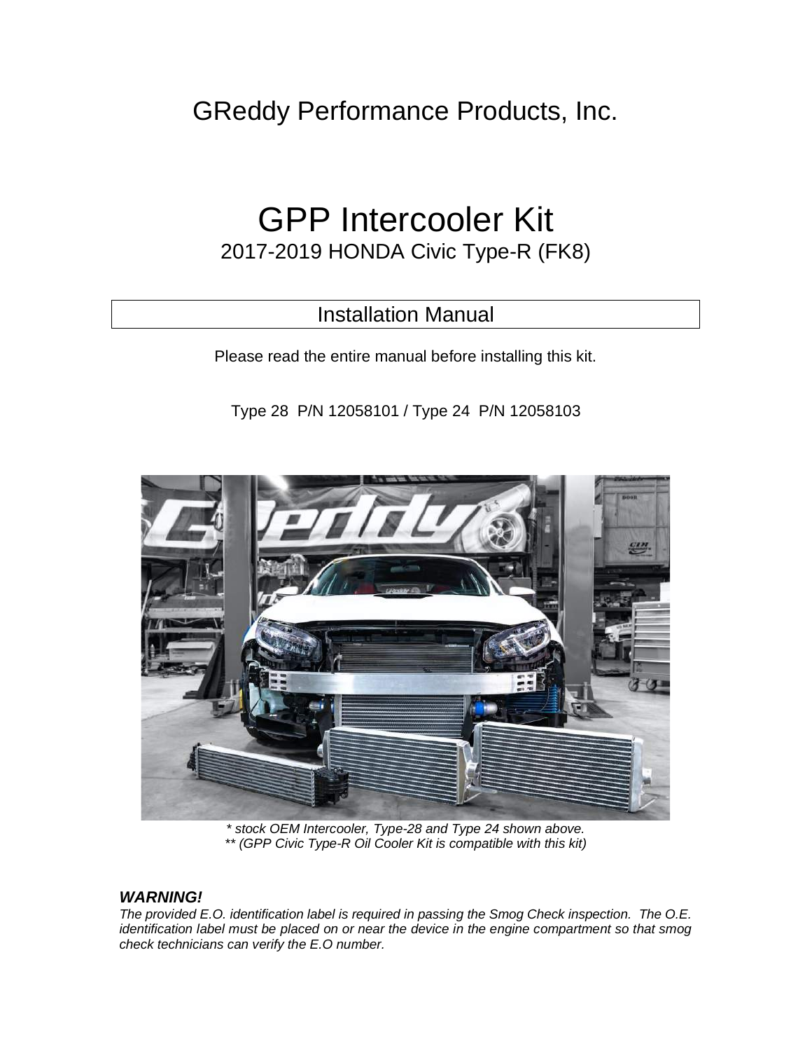GReddy Performance Products, Inc.

# GPP Intercooler Kit

## 2017-2019 HONDA Civic Type-R (FK8)

## Installation Manual

Please read the entire manual before installing this kit.

Type 28 P/N 12058101 / Type 24 P/N 12058103

*\* stock OEM Intercooler, Type-28 and Type 24 shown above.*
*\*\* (GPP Civic Type-R Oil Cooler Kit is compatible with this kit)*

***WARNING!***
*The provided E.O. identification label is required in passing the Smog Check inspection. The O.E. identification label must be placed on or near the device in the engine compartment so that smog check technicians can verify the E.O number.*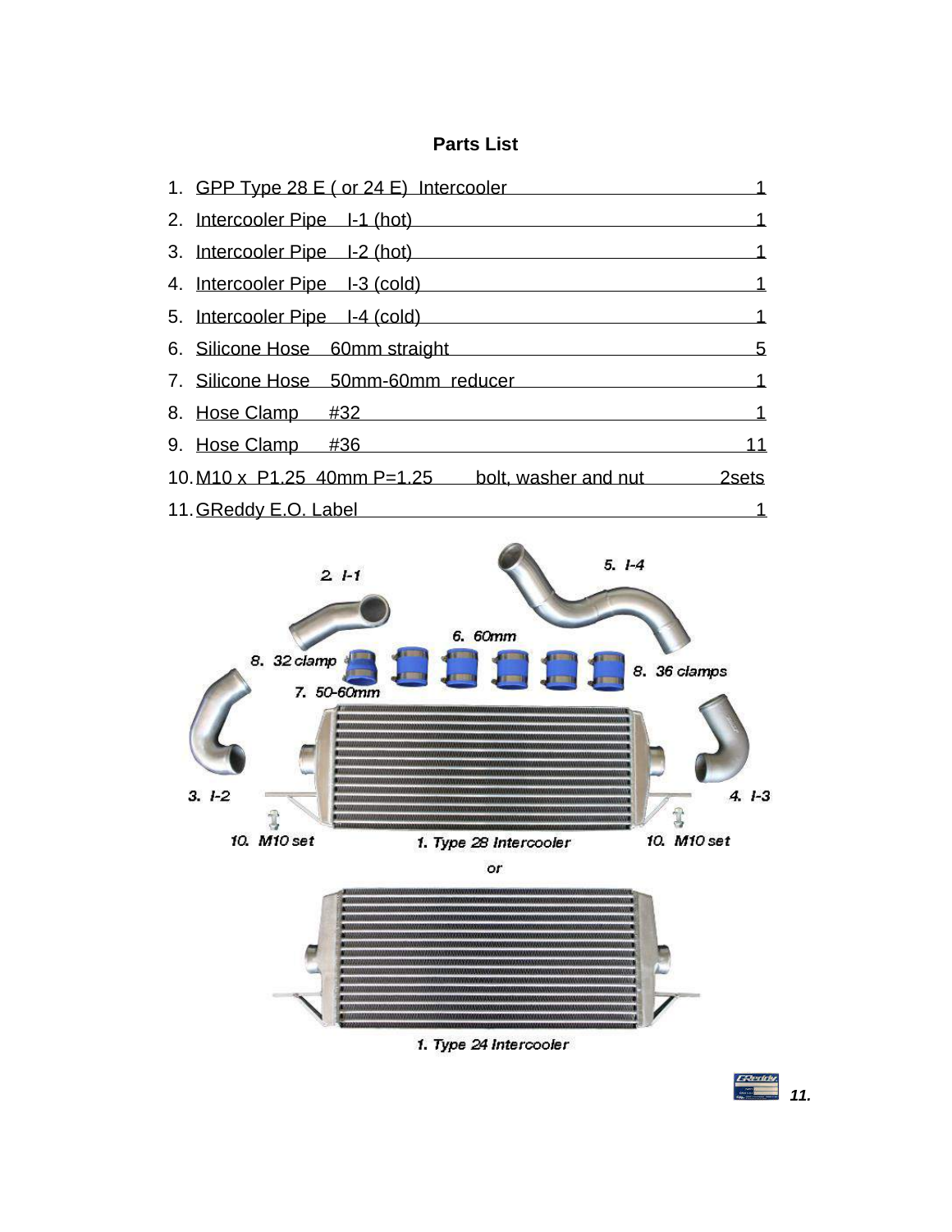## Parts List

1. GPP Type 28 E ( or 24 E) Intercooler 1
2. Intercooler Pipe I-1 (hot) 1
3. Intercooler Pipe I-2 (hot) 1
4. Intercooler Pipe I-3 (cold) 1
5. Intercooler Pipe I-4 (cold) 1
6. Silicone Hose 60mm straight 5
7. Silicone Hose 50mm-60mm reducer 1
8. Hose Clamp #32 1
9. Hose Clamp #36 11
10. M10 x P1.25 40mm P=1.25 bolt, washer and nut 2sets
11. GReddy E.O. Label 1

2. I-1
5. I-4
6. 60mm
8. 32 clamp
8. 36 clamps
7. 50-60mm
3. I-2
4. I-3
10. M10 set
1. Type 28 Intercooler
10. M10 set

or

1. Type 24 Intercooler

11.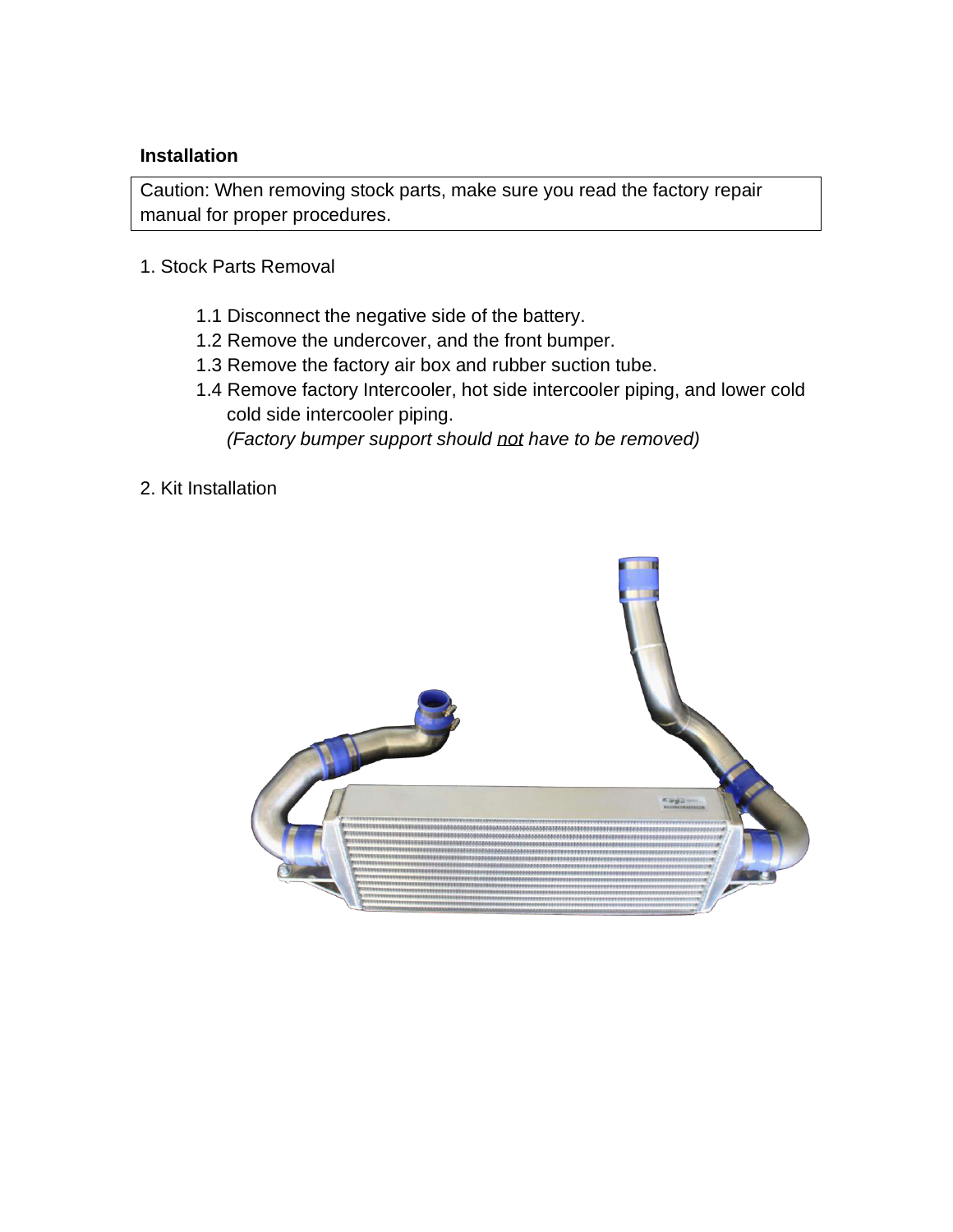**Installation**

Caution: When removing stock parts, make sure you read the factory repair manual for proper procedures.

1. Stock Parts Removal

    1.1 Disconnect the negative side of the battery.
    1.2 Remove the undercover, and the front bumper.
    1.3 Remove the factory air box and rubber suction tube.
    1.4 Remove factory Intercooler, hot side intercooler piping, and lower cold cold side intercooler piping.
    *(Factory bumper support should* *not* *have to be removed)*

2. Kit Installation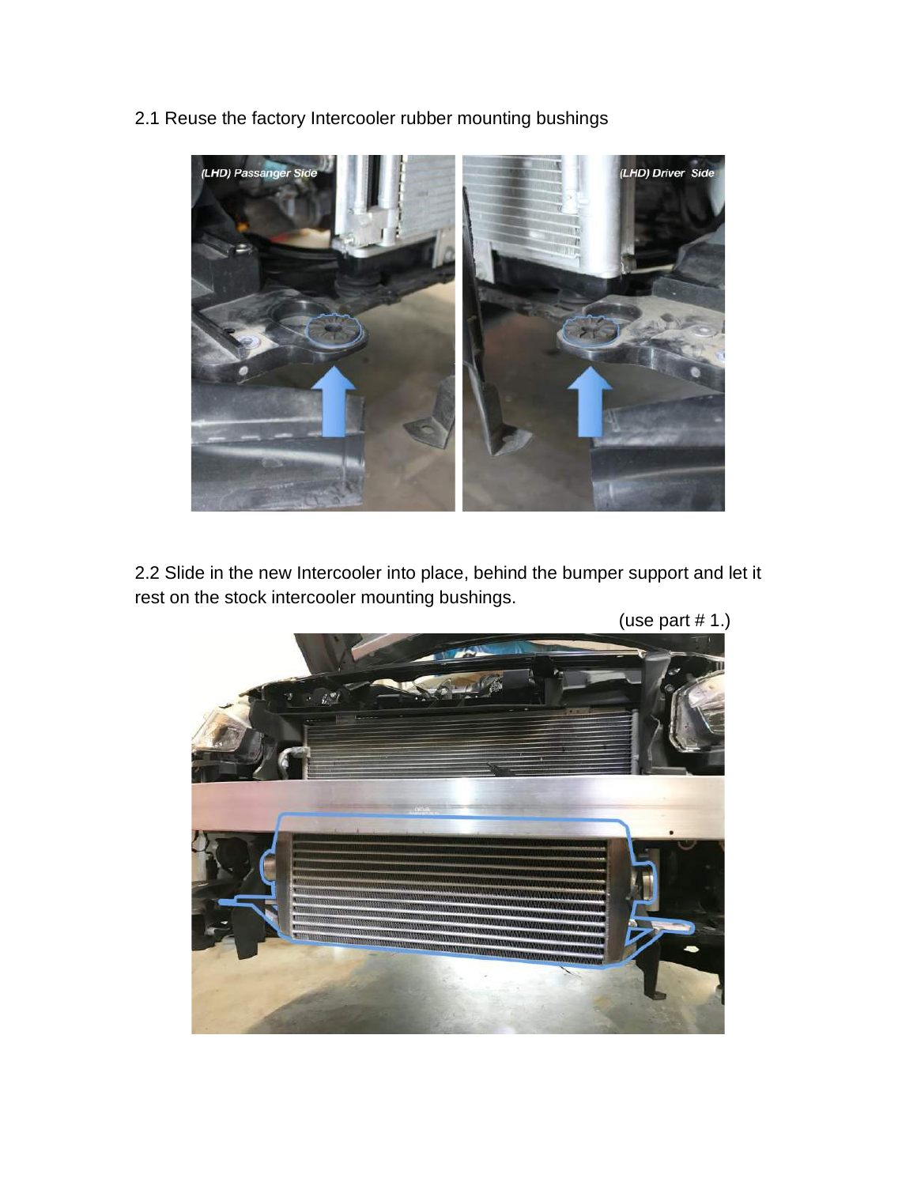2.1 Reuse the factory Intercooler rubber mounting bushings

2.2 Slide in the new Intercooler into place, behind the bumper support and let it rest on the stock intercooler mounting bushings.

(use part # 1.)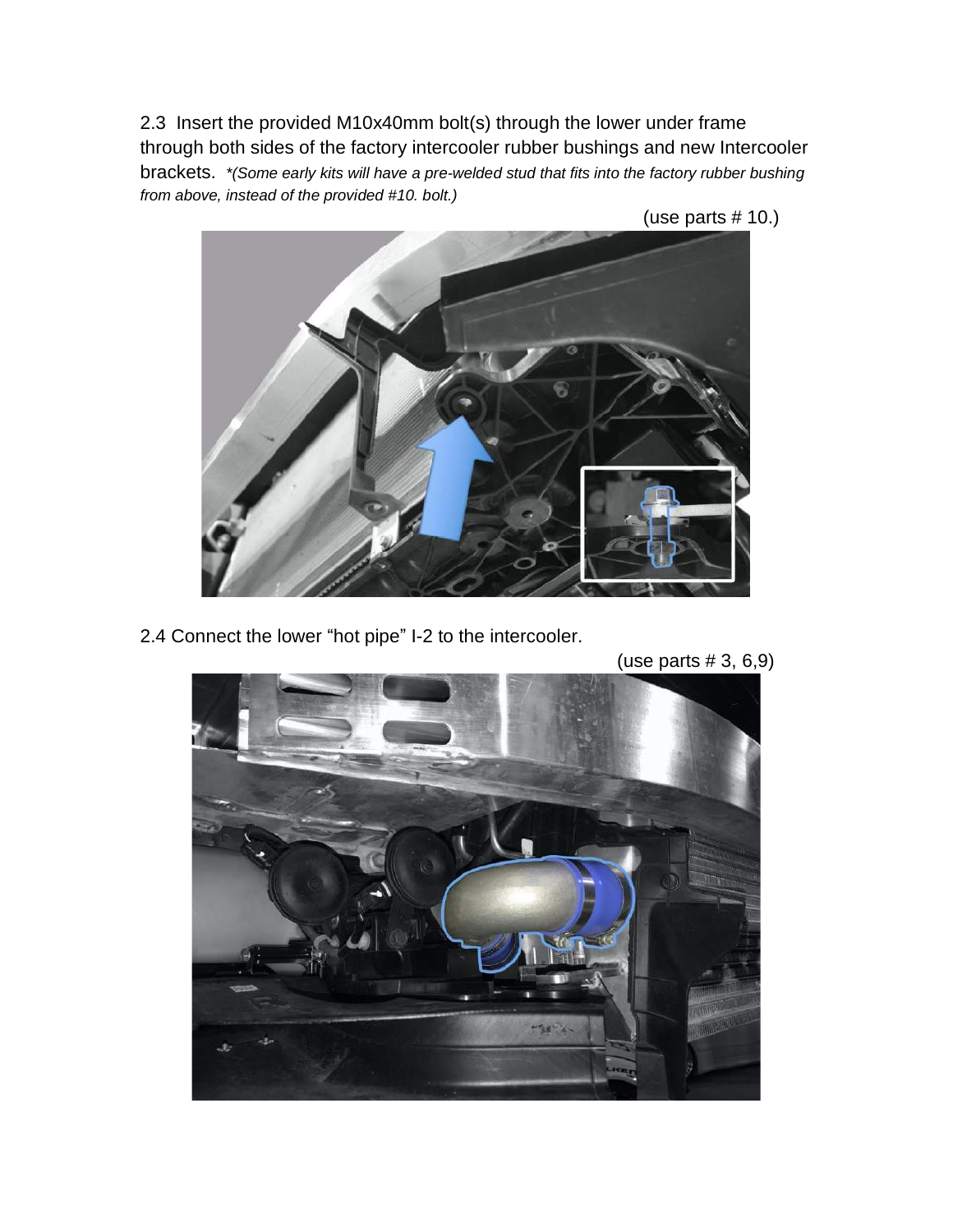2.3 Insert the provided M10x40mm bolt(s) through the lower under frame through both sides of the factory intercooler rubber bushings and new Intercooler brackets. *\*(Some early kits will have a pre-welded stud that fits into the factory rubber bushing from above, instead of the provided #10. bolt.)*

(use parts # 10.)

2.4 Connect the lower "hot pipe" I-2 to the intercooler.

(use parts # 3, 6,9)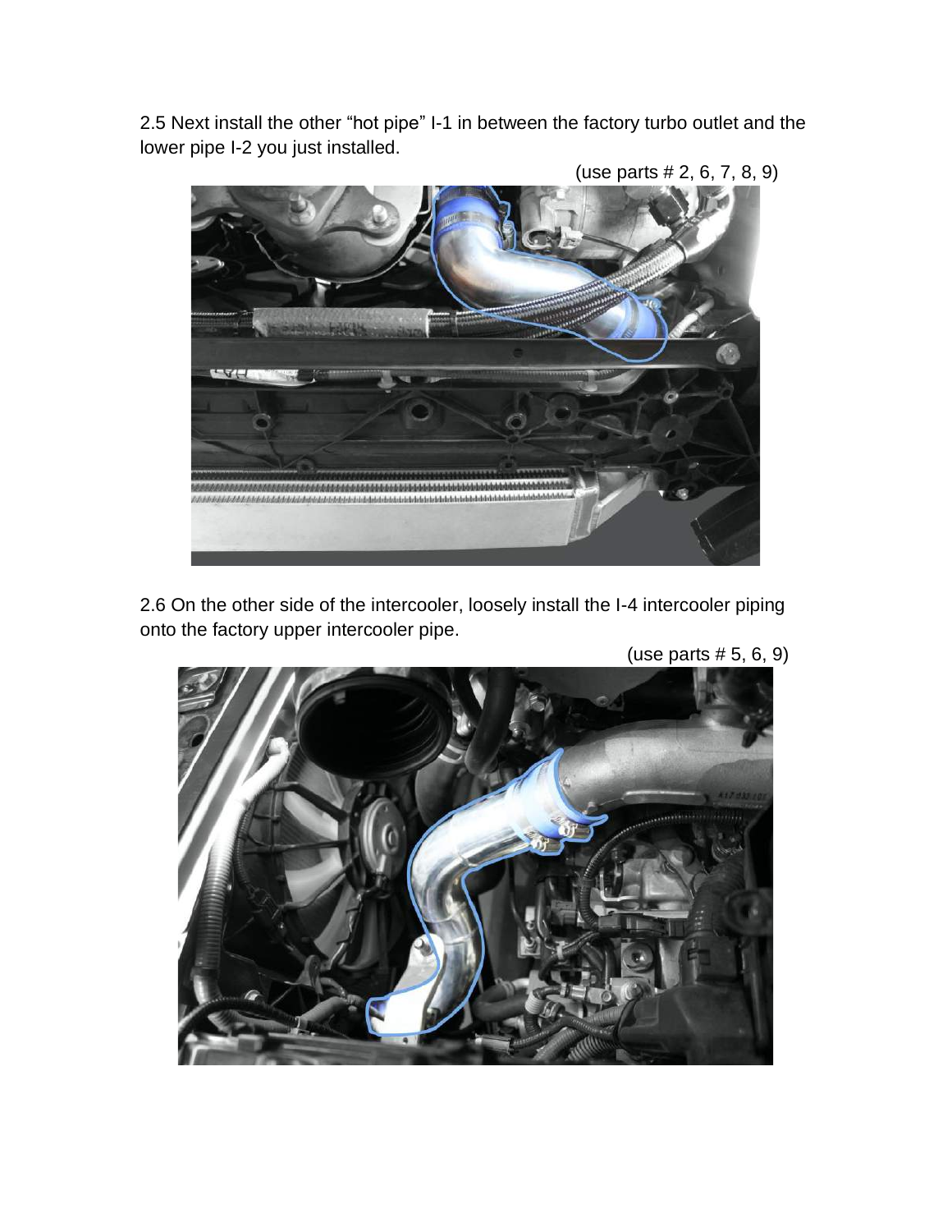2.5 Next install the other “hot pipe” I-1 in between the factory turbo outlet and the lower pipe I-2 you just installed.

(use parts # 2, 6, 7, 8, 9)

2.6 On the other side of the intercooler, loosely install the I-4 intercooler piping onto the factory upper intercooler pipe.

(use parts # 5, 6, 9)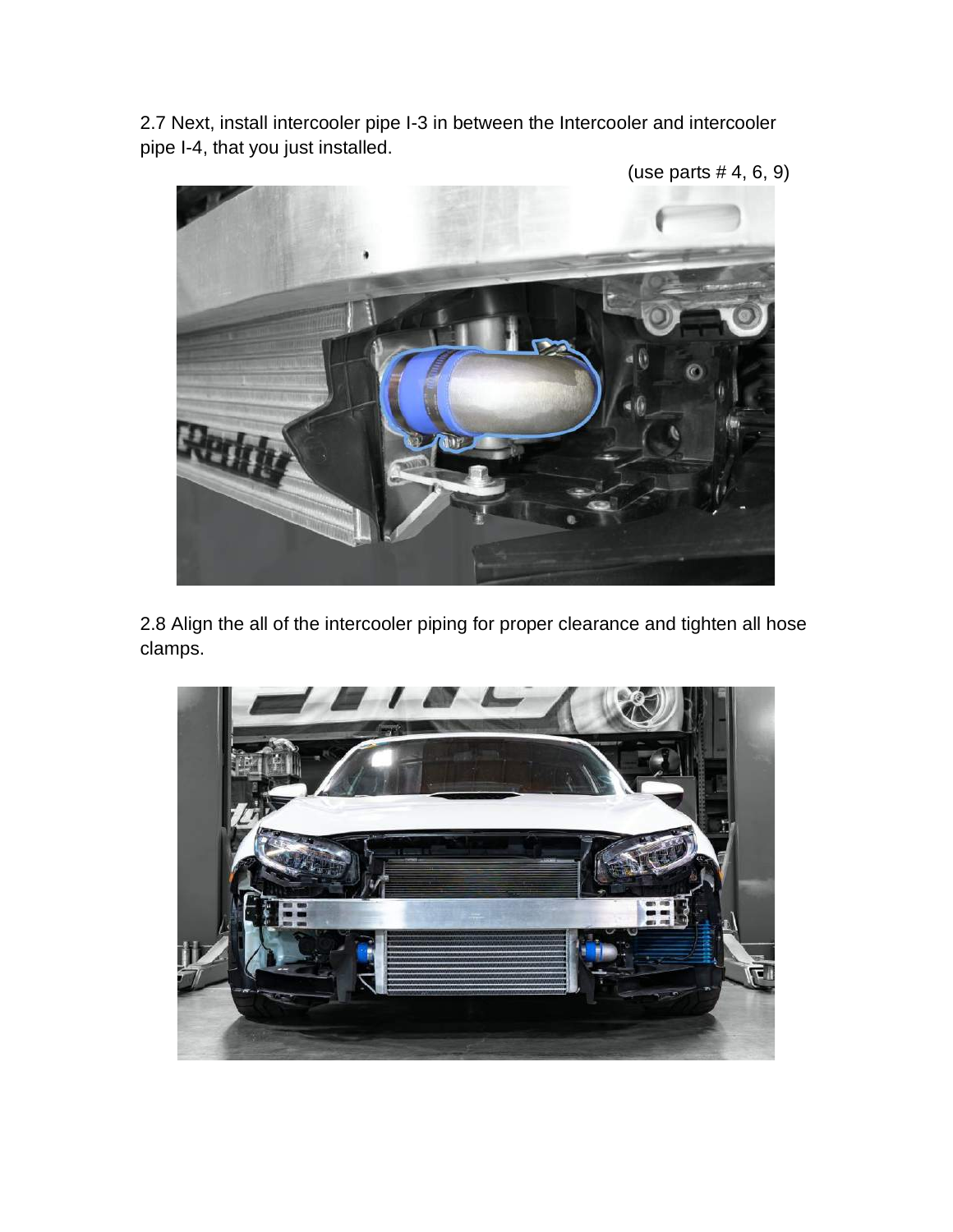2.7 Next, install intercooler pipe I-3 in between the Intercooler and intercooler pipe I-4, that you just installed.

(use parts # 4, 6, 9)

2.8 Align the all of the intercooler piping for proper clearance and tighten all hose clamps.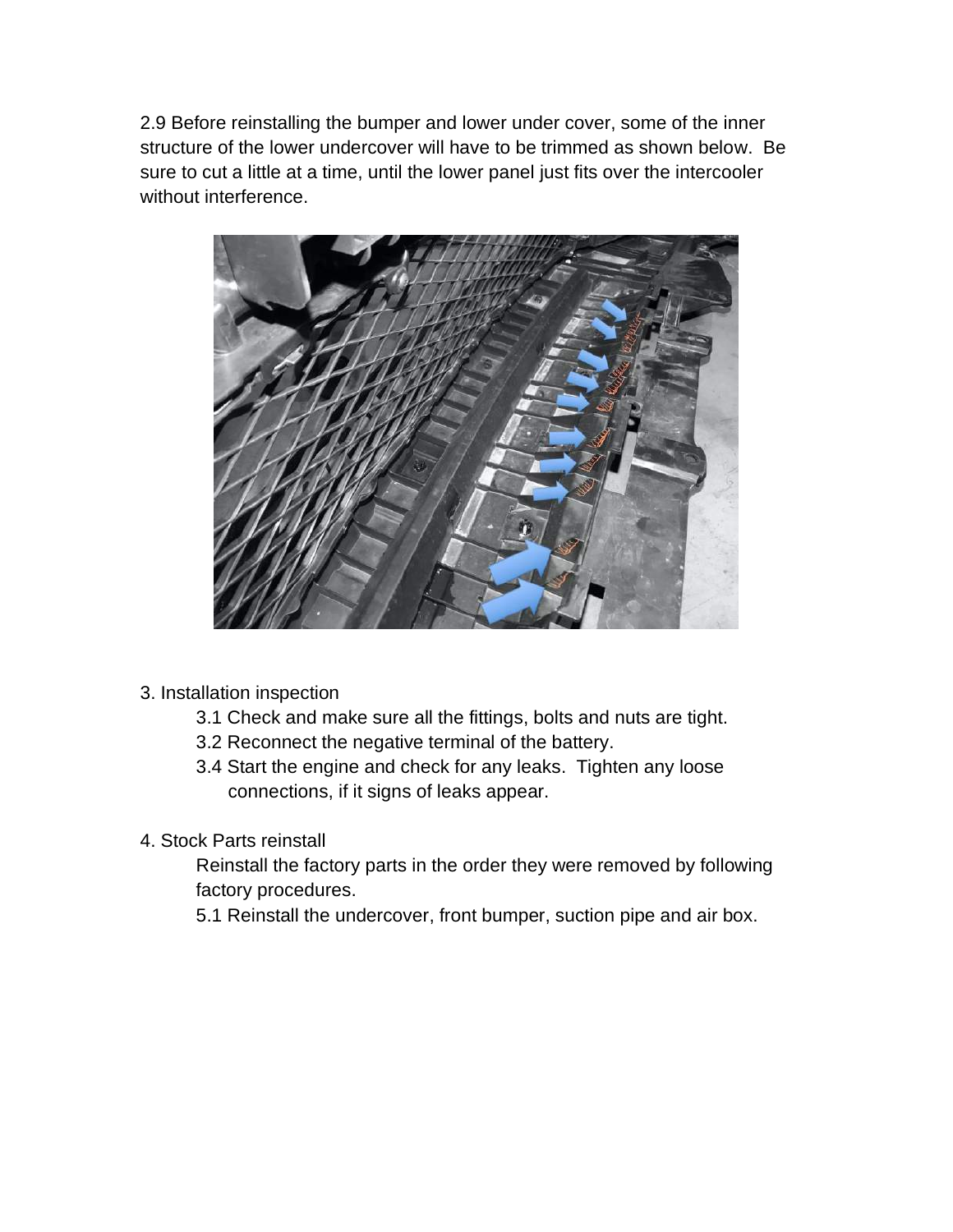2.9 Before reinstalling the bumper and lower under cover, some of the inner structure of the lower undercover will have to be trimmed as shown below. Be sure to cut a little at a time, until the lower panel just fits over the intercooler without interference.

3. Installation inspection
    - 3.1 Check and make sure all the fittings, bolts and nuts are tight.
    - 3.2 Reconnect the negative terminal of the battery.
    - 3.4 Start the engine and check for any leaks. Tighten any loose connections, if it signs of leaks appear.

4. Stock Parts reinstall

    Reinstall the factory parts in the order they were removed by following factory procedures.

    5.1 Reinstall the undercover, front bumper, suction pipe and air box.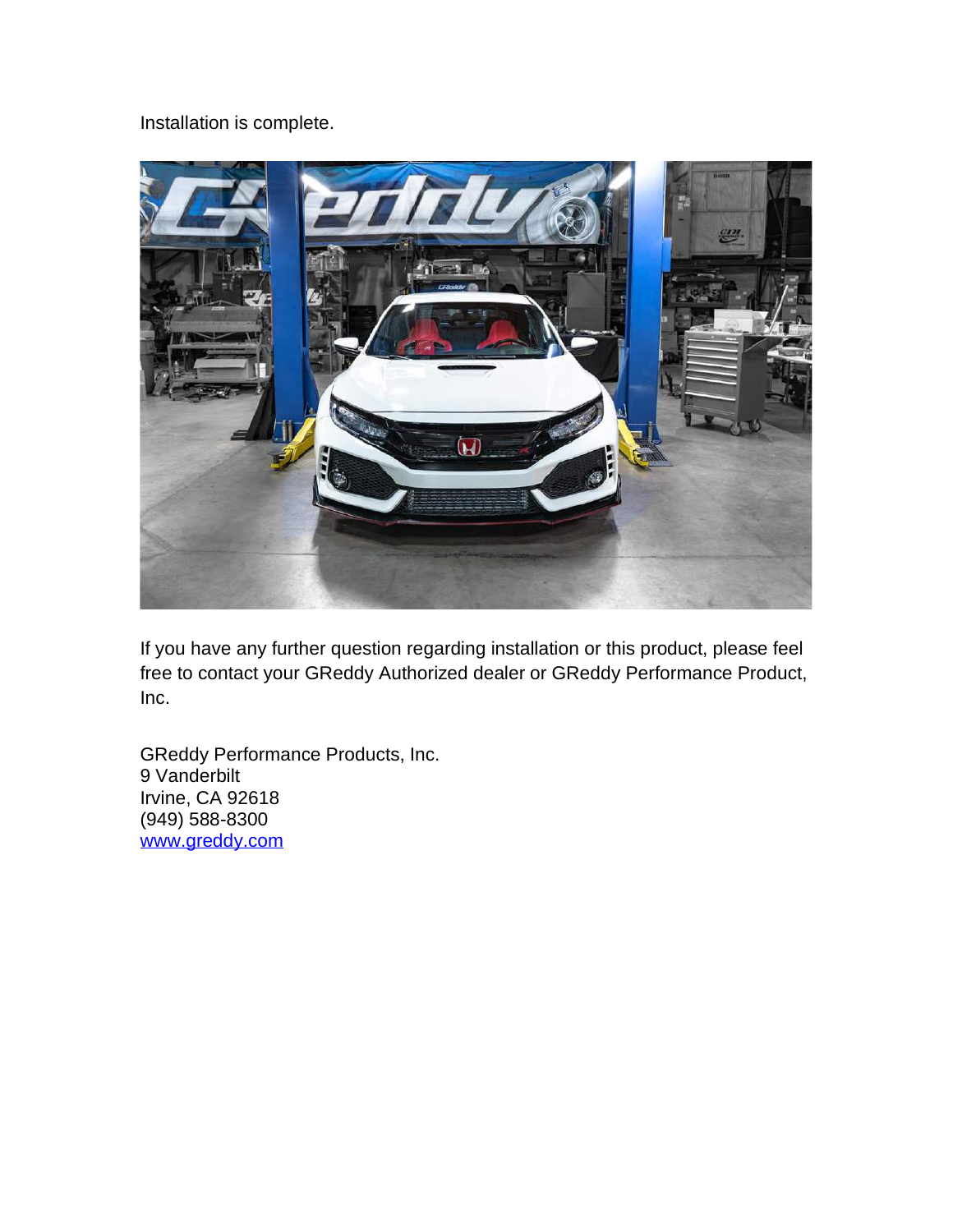Installation is complete.

If you have any further question regarding installation or this product, please feel free to contact your GReddy Authorized dealer or GReddy Performance Product, Inc.

GReddy Performance Products, Inc.
9 Vanderbilt
Irvine, CA 92618
(949) 588-8300
[www.greddy.com](http://www.greddy.com)